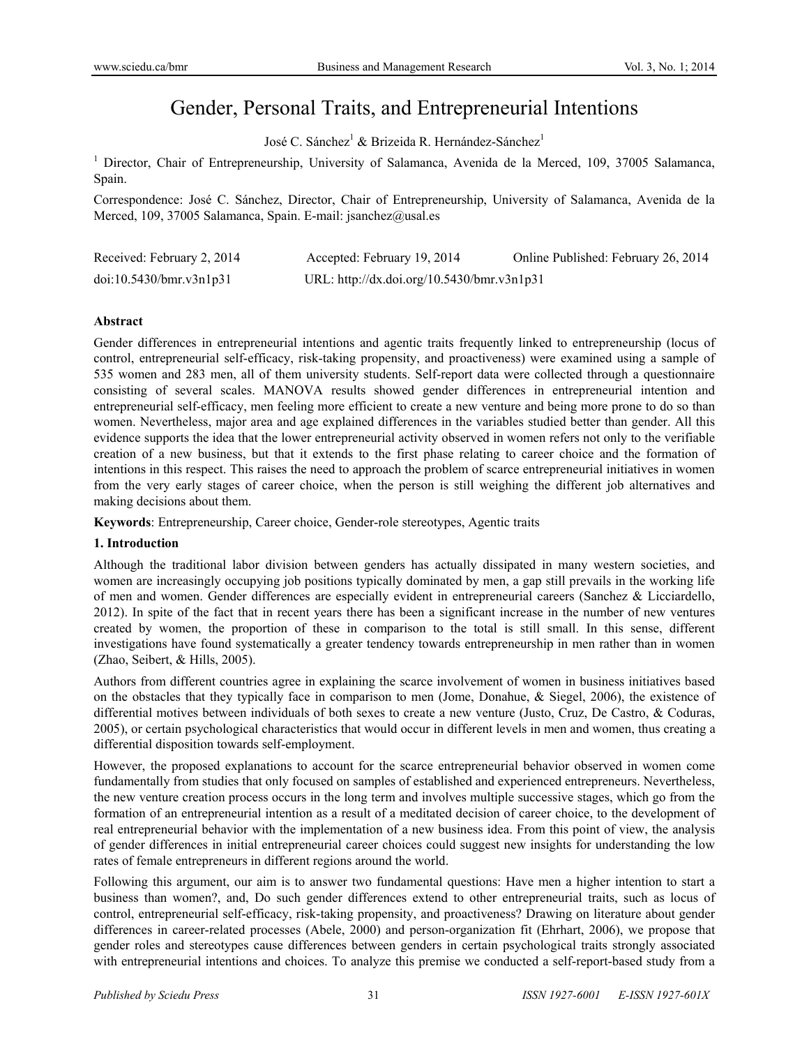# Gender, Personal Traits, and Entrepreneurial Intentions

José C. Sánchez[1] & Brizeida R. Hernández-Sánchez[1]

[1] Director, Chair of Entrepreneurship, University of Salamanca, Avenida de la Merced, 109, 37005 Salamanca, Spain.

Correspondence: José C. Sánchez, Director, Chair of Entrepreneurship, University of Salamanca, Avenida de la Merced, 109, 37005 Salamanca, Spain. E-mail: jsanchez@usal.es

Received: February 2, 2014 Accepted: February 19, 2014 Online Published: February 26, 2014

doi:10.5430/bmr.v3n1p31 URL: http://dx.doi.org/10.5430/bmr.v3n1p31

**Abstract**

Gender differences in entrepreneurial intentions and agentic traits frequently linked to entrepreneurship (locus of control, entrepreneurial self-efficacy, risk-taking propensity, and proactiveness) were examined using a sample of 535 women and 283 men, all of them university students. Self-report data were collected through a questionnaire consisting of several scales. MANOVA results showed gender differences in entrepreneurial intention and entrepreneurial self-efficacy, men feeling more efficient to create a new venture and being more prone to do so than women. Nevertheless, major area and age explained differences in the variables studied better than gender. All this evidence supports the idea that the lower entrepreneurial activity observed in women refers not only to the verifiable creation of a new business, but that it extends to the first phase relating to career choice and the formation of intentions in this respect. This raises the need to approach the problem of scarce entrepreneurial initiatives in women from the very early stages of career choice, when the person is still weighing the different job alternatives and making decisions about them.

**Keywords**: Entrepreneurship, Career choice, Gender-role stereotypes, Agentic traits

## 1. Introduction

Although the traditional labor division between genders has actually dissipated in many western societies, and women are increasingly occupying job positions typically dominated by men, a gap still prevails in the working life of men and women. Gender differences are especially evident in entrepreneurial careers (Sanchez & Licciardello, 2012). In spite of the fact that in recent years there has been a significant increase in the number of new ventures created by women, the proportion of these in comparison to the total is still small. In this sense, different investigations have found systematically a greater tendency towards entrepreneurship in men rather than in women (Zhao, Seibert, & Hills, 2005).

Authors from different countries agree in explaining the scarce involvement of women in business initiatives based on the obstacles that they typically face in comparison to men (Jome, Donahue, & Siegel, 2006), the existence of differential motives between individuals of both sexes to create a new venture (Justo, Cruz, De Castro, & Coduras, 2005), or certain psychological characteristics that would occur in different levels in men and women, thus creating a differential disposition towards self-employment.

However, the proposed explanations to account for the scarce entrepreneurial behavior observed in women come fundamentally from studies that only focused on samples of established and experienced entrepreneurs. Nevertheless, the new venture creation process occurs in the long term and involves multiple successive stages, which go from the formation of an entrepreneurial intention as a result of a meditated decision of career choice, to the development of real entrepreneurial behavior with the implementation of a new business idea. From this point of view, the analysis of gender differences in initial entrepreneurial career choices could suggest new insights for understanding the low rates of female entrepreneurs in different regions around the world.

Following this argument, our aim is to answer two fundamental questions: Have men a higher intention to start a business than women?, and, Do such gender differences extend to other entrepreneurial traits, such as locus of control, entrepreneurial self-efficacy, risk-taking propensity, and proactiveness? Drawing on literature about gender differences in career-related processes (Abele, 2000) and person-organization fit (Ehrhart, 2006), we propose that gender roles and stereotypes cause differences between genders in certain psychological traits strongly associated with entrepreneurial intentions and choices. To analyze this premise we conducted a self-report-based study from a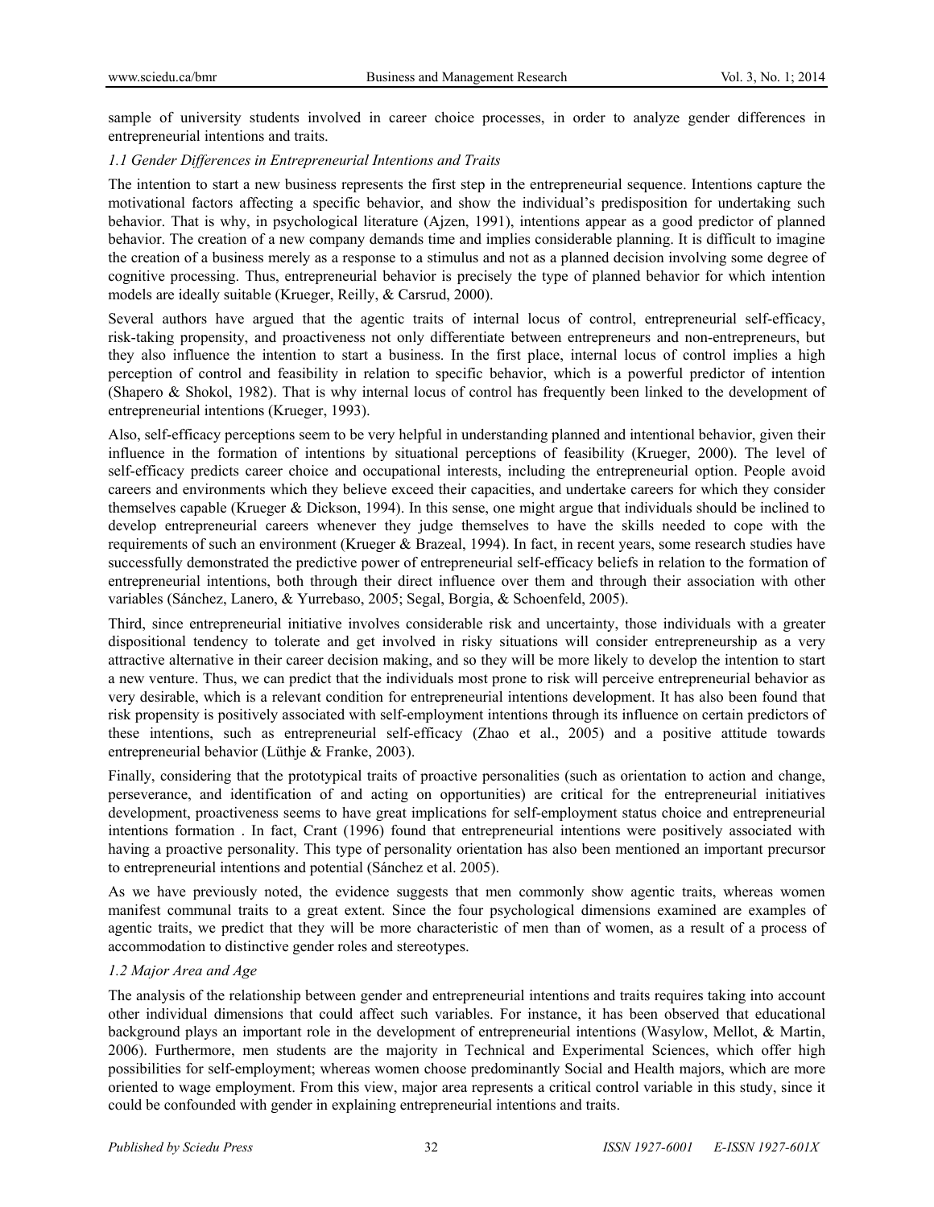sample of university students involved in career choice processes, in order to analyze gender differences in entrepreneurial intentions and traits.

### *1.1 Gender Differences in Entrepreneurial Intentions and Traits*

The intention to start a new business represents the first step in the entrepreneurial sequence. Intentions capture the motivational factors affecting a specific behavior, and show the individual's predisposition for undertaking such behavior. That is why, in psychological literature (Ajzen, 1991), intentions appear as a good predictor of planned behavior. The creation of a new company demands time and implies considerable planning. It is difficult to imagine the creation of a business merely as a response to a stimulus and not as a planned decision involving some degree of cognitive processing. Thus, entrepreneurial behavior is precisely the type of planned behavior for which intention models are ideally suitable (Krueger, Reilly, & Carsrud, 2000).

Several authors have argued that the agentic traits of internal locus of control, entrepreneurial self-efficacy, risk-taking propensity, and proactiveness not only differentiate between entrepreneurs and non-entrepreneurs, but they also influence the intention to start a business. In the first place, internal locus of control implies a high perception of control and feasibility in relation to specific behavior, which is a powerful predictor of intention (Shapero & Shokol, 1982). That is why internal locus of control has frequently been linked to the development of entrepreneurial intentions (Krueger, 1993).

Also, self-efficacy perceptions seem to be very helpful in understanding planned and intentional behavior, given their influence in the formation of intentions by situational perceptions of feasibility (Krueger, 2000). The level of self-efficacy predicts career choice and occupational interests, including the entrepreneurial option. People avoid careers and environments which they believe exceed their capacities, and undertake careers for which they consider themselves capable (Krueger & Dickson, 1994). In this sense, one might argue that individuals should be inclined to develop entrepreneurial careers whenever they judge themselves to have the skills needed to cope with the requirements of such an environment (Krueger & Brazeal, 1994). In fact, in recent years, some research studies have successfully demonstrated the predictive power of entrepreneurial self-efficacy beliefs in relation to the formation of entrepreneurial intentions, both through their direct influence over them and through their association with other variables (Sánchez, Lanero, & Yurrebaso, 2005; Segal, Borgia, & Schoenfeld, 2005).

Third, since entrepreneurial initiative involves considerable risk and uncertainty, those individuals with a greater dispositional tendency to tolerate and get involved in risky situations will consider entrepreneurship as a very attractive alternative in their career decision making, and so they will be more likely to develop the intention to start a new venture. Thus, we can predict that the individuals most prone to risk will perceive entrepreneurial behavior as very desirable, which is a relevant condition for entrepreneurial intentions development. It has also been found that risk propensity is positively associated with self-employment intentions through its influence on certain predictors of these intentions, such as entrepreneurial self-efficacy (Zhao et al., 2005) and a positive attitude towards entrepreneurial behavior (Lüthje & Franke, 2003).

Finally, considering that the prototypical traits of proactive personalities (such as orientation to action and change, perseverance, and identification of and acting on opportunities) are critical for the entrepreneurial initiatives development, proactiveness seems to have great implications for self-employment status choice and entrepreneurial intentions formation . In fact, Crant (1996) found that entrepreneurial intentions were positively associated with having a proactive personality. This type of personality orientation has also been mentioned an important precursor to entrepreneurial intentions and potential (Sánchez et al. 2005).

As we have previously noted, the evidence suggests that men commonly show agentic traits, whereas women manifest communal traits to a great extent. Since the four psychological dimensions examined are examples of agentic traits, we predict that they will be more characteristic of men than of women, as a result of a process of accommodation to distinctive gender roles and stereotypes.

### *1.2 Major Area and Age*

The analysis of the relationship between gender and entrepreneurial intentions and traits requires taking into account other individual dimensions that could affect such variables. For instance, it has been observed that educational background plays an important role in the development of entrepreneurial intentions (Wasylow, Mellot, & Martin, 2006). Furthermore, men students are the majority in Technical and Experimental Sciences, which offer high possibilities for self-employment; whereas women choose predominantly Social and Health majors, which are more oriented to wage employment. From this view, major area represents a critical control variable in this study, since it could be confounded with gender in explaining entrepreneurial intentions and traits.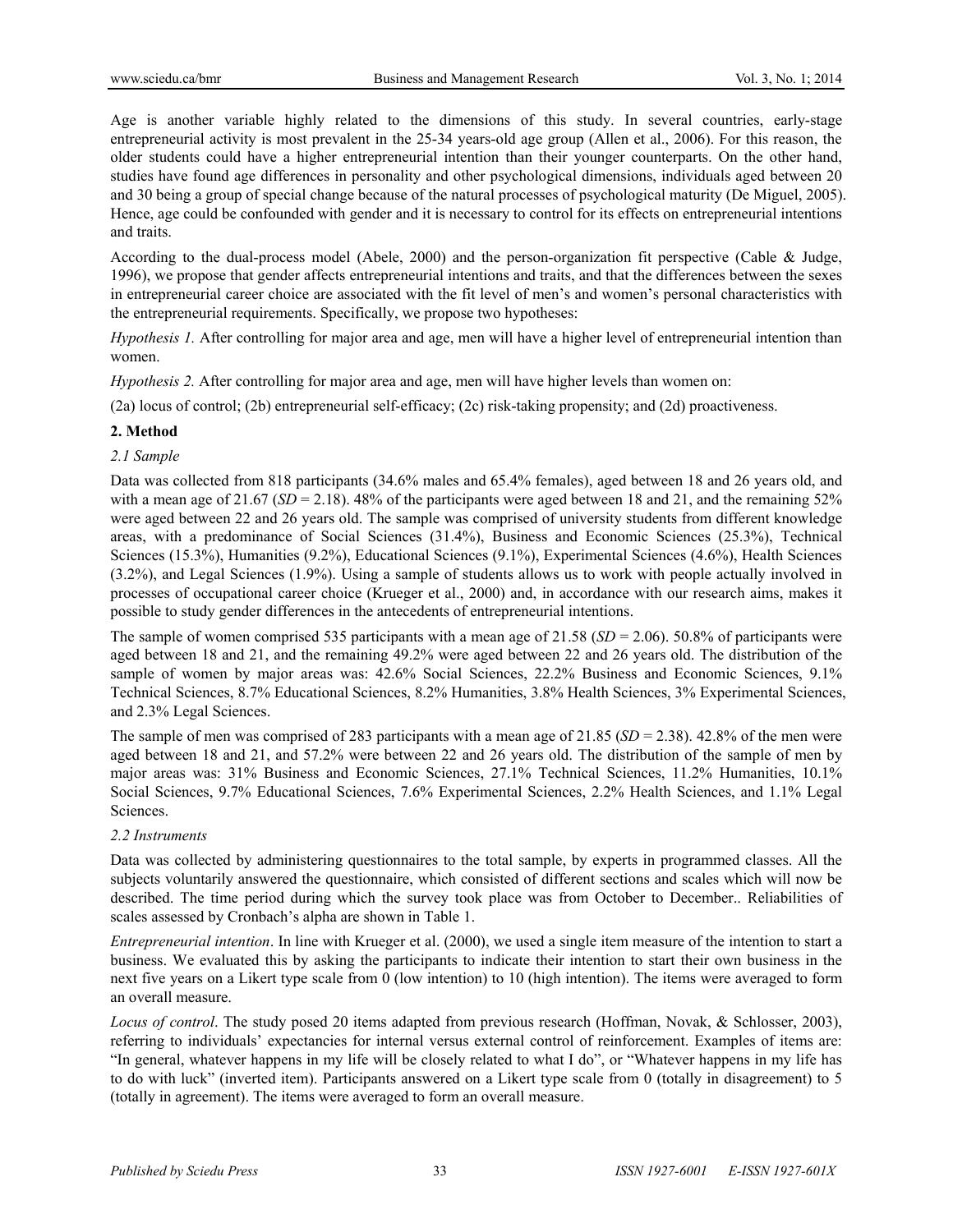Age is another variable highly related to the dimensions of this study. In several countries, early-stage entrepreneurial activity is most prevalent in the 25-34 years-old age group (Allen et al., 2006). For this reason, the older students could have a higher entrepreneurial intention than their younger counterparts. On the other hand, studies have found age differences in personality and other psychological dimensions, individuals aged between 20 and 30 being a group of special change because of the natural processes of psychological maturity (De Miguel, 2005). Hence, age could be confounded with gender and it is necessary to control for its effects on entrepreneurial intentions and traits.

According to the dual-process model (Abele, 2000) and the person-organization fit perspective (Cable & Judge, 1996), we propose that gender affects entrepreneurial intentions and traits, and that the differences between the sexes in entrepreneurial career choice are associated with the fit level of men's and women's personal characteristics with the entrepreneurial requirements. Specifically, we propose two hypotheses:

*Hypothesis 1.* After controlling for major area and age, men will have a higher level of entrepreneurial intention than women.

*Hypothesis 2.* After controlling for major area and age, men will have higher levels than women on:

(2a) locus of control; (2b) entrepreneurial self-efficacy; (2c) risk-taking propensity; and (2d) proactiveness.

## 2. Method

### 2.1 Sample

Data was collected from 818 participants (34.6% males and 65.4% females), aged between 18 and 26 years old, and with a mean age of 21.67 ($SD$ = 2.18). 48% of the participants were aged between 18 and 21, and the remaining 52% were aged between 22 and 26 years old. The sample was comprised of university students from different knowledge areas, with a predominance of Social Sciences (31.4%), Business and Economic Sciences (25.3%), Technical Sciences (15.3%), Humanities (9.2%), Educational Sciences (9.1%), Experimental Sciences (4.6%), Health Sciences (3.2%), and Legal Sciences (1.9%). Using a sample of students allows us to work with people actually involved in processes of occupational career choice (Krueger et al., 2000) and, in accordance with our research aims, makes it possible to study gender differences in the antecedents of entrepreneurial intentions.

The sample of women comprised 535 participants with a mean age of 21.58 ($SD$ = 2.06). 50.8% of participants were aged between 18 and 21, and the remaining 49.2% were aged between 22 and 26 years old. The distribution of the sample of women by major areas was: 42.6% Social Sciences, 22.2% Business and Economic Sciences, 9.1% Technical Sciences, 8.7% Educational Sciences, 8.2% Humanities, 3.8% Health Sciences, 3% Experimental Sciences, and 2.3% Legal Sciences.

The sample of men was comprised of 283 participants with a mean age of 21.85 ($SD$ = 2.38). 42.8% of the men were aged between 18 and 21, and 57.2% were between 22 and 26 years old. The distribution of the sample of men by major areas was: 31% Business and Economic Sciences, 27.1% Technical Sciences, 11.2% Humanities, 10.1% Social Sciences, 9.7% Educational Sciences, 7.6% Experimental Sciences, 2.2% Health Sciences, and 1.1% Legal Sciences.

### 2.2 Instruments

Data was collected by administering questionnaires to the total sample, by experts in programmed classes. All the subjects voluntarily answered the questionnaire, which consisted of different sections and scales which will now be described. The time period during which the survey took place was from October to December.. Reliabilities of scales assessed by Cronbach's alpha are shown in Table 1.

*Entrepreneurial intention*. In line with Krueger et al. (2000), we used a single item measure of the intention to start a business. We evaluated this by asking the participants to indicate their intention to start their own business in the next five years on a Likert type scale from 0 (low intention) to 10 (high intention). The items were averaged to form an overall measure.

*Locus of control*. The study posed 20 items adapted from previous research (Hoffman, Novak, & Schlosser, 2003), referring to individuals' expectancies for internal versus external control of reinforcement. Examples of items are: "In general, whatever happens in my life will be closely related to what I do", or "Whatever happens in my life has to do with luck" (inverted item). Participants answered on a Likert type scale from 0 (totally in disagreement) to 5 (totally in agreement). The items were averaged to form an overall measure.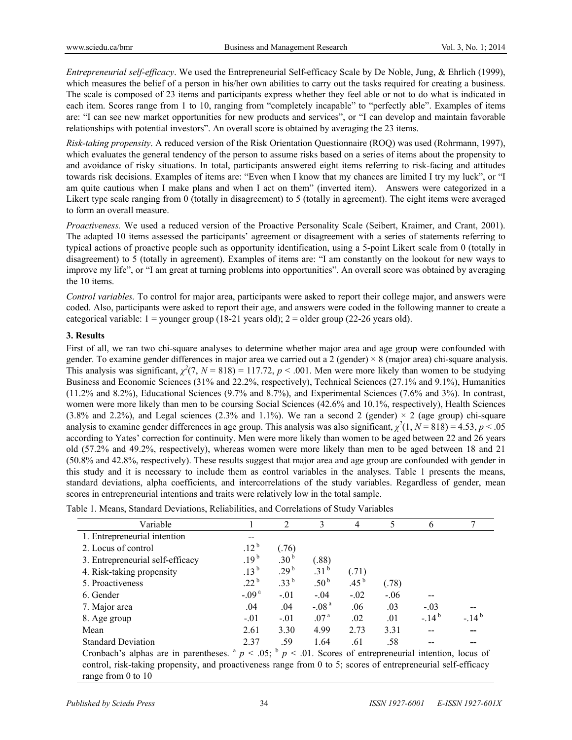*Entrepreneurial self-efficacy*. We used the Entrepreneurial Self-efficacy Scale by De Noble, Jung, & Ehrlich (1999), which measures the belief of a person in his/her own abilities to carry out the tasks required for creating a business. The scale is composed of 23 items and participants express whether they feel able or not to do what is indicated in each item. Scores range from 1 to 10, ranging from "completely incapable" to "perfectly able". Examples of items are: "I can see new market opportunities for new products and services", or "I can develop and maintain favorable relationships with potential investors". An overall score is obtained by averaging the 23 items.

*Risk-taking propensity*. A reduced version of the Risk Orientation Questionnaire (ROQ) was used (Rohrmann, 1997), which evaluates the general tendency of the person to assume risks based on a series of items about the propensity to and avoidance of risky situations. In total, participants answered eight items referring to risk-facing and attitudes towards risk decisions. Examples of items are: "Even when I know that my chances are limited I try my luck", or "I am quite cautious when I make plans and when I act on them" (inverted item). Answers were categorized in a Likert type scale ranging from 0 (totally in disagreement) to 5 (totally in agreement). The eight items were averaged to form an overall measure.

*Proactiveness.* We used a reduced version of the Proactive Personality Scale (Seibert, Kraimer, and Crant, 2001). The adapted 10 items assessed the participants' agreement or disagreement with a series of statements referring to typical actions of proactive people such as opportunity identification, using a 5-point Likert scale from 0 (totally in disagreement) to 5 (totally in agreement). Examples of items are: "I am constantly on the lookout for new ways to improve my life", or "I am great at turning problems into opportunities". An overall score was obtained by averaging the 10 items.

*Control variables.* To control for major area, participants were asked to report their college major, and answers were coded. Also, participants were asked to report their age, and answers were coded in the following manner to create a categorical variable: 1 = younger group (18-21 years old); 2 = older group (22-26 years old).

## 3. Results

First of all, we ran two chi-square analyses to determine whether major area and age group were confounded with gender. To examine gender differences in major area we carried out a 2 (gender) × 8 (major area) chi-square analysis. This analysis was significant, $\chi^2(7, N = 818) = 117.72$, $p < .001$. Men were more likely than women to be studying Business and Economic Sciences (31% and 22.2%, respectively), Technical Sciences (27.1% and 9.1%), Humanities (11.2% and 8.2%), Educational Sciences (9.7% and 8.7%), and Experimental Sciences (7.6% and 3%). In contrast, women were more likely than men to be coursing Social Sciences (42.6% and 10.1%, respectively), Health Sciences (3.8% and 2.2%), and Legal sciences (2.3% and 1.1%). We ran a second 2 (gender) × 2 (age group) chi-square analysis to examine gender differences in age group. This analysis was also significant, $\chi^2(1, N = 818) = 4.53$, $p < .05$ according to Yates' correction for continuity. Men were more likely than women to be aged between 22 and 26 years old (57.2% and 49.2%, respectively), whereas women were more likely than men to be aged between 18 and 21 (50.8% and 42.8%, respectively). These results suggest that major area and age group are confounded with gender in this study and it is necessary to include them as control variables in the analyses. Table 1 presents the means, standard deviations, alpha coefficients, and intercorrelations of the study variables. Regardless of gender, mean scores in entrepreneurial intentions and traits were relatively low in the total sample.

Table 1. Means, Standard Deviations, Reliabilities, and Correlations of Study Variables

| Variable | 1 | 2 | 3 | 4 | 5 | 6 | 7 |
|---|---|---|---|---|---|---|---|
| 1. Entrepreneurial intention | -- | | | | | | |
| 2. Locus of control | .12 [b] | (.76) | | | | | |
| 3. Entrepreneurial self-efficacy | .19 [b] | .30 [b] | (.88) | | | | |
| 4. Risk-taking propensity | .13 [b] | .29 [b] | .31 [b] | (.71) | | | |
| 5. Proactiveness | .22 [b] | .33 [b] | .50 [b] | .45 [b] | (.78) | | |
| 6. Gender | -.09 [a] | -.01 | -.04 | -.02 | -.06 | -- | |
| 7. Major area | .04 | .04 | -.08 [a] | .06 | .03 | -.03 | -- |
| 8. Age group | -.01 | -.01 | .07 [a] | .02 | .01 | -.14 [b] | -.14 [b] |
| Mean | 2.61 | 3.30 | 4.99 | 2.73 | 3.31 | -- | -- |
| Standard Deviation | 2.37 | .59 | 1.64 | .61 | .58 | -- | -- |

Cronbach's alphas are in parentheses. [a] $p < .05$; [b] $p < .01$. Scores of entrepreneurial intention, locus of control, risk-taking propensity, and proactiveness range from 0 to 5; scores of entrepreneurial self-efficacy range from 0 to 10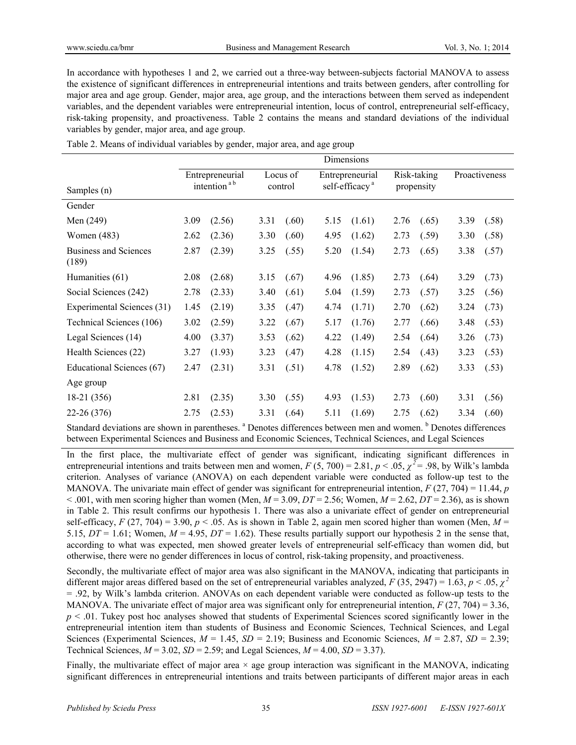In accordance with hypotheses 1 and 2, we carried out a three-way between-subjects factorial MANOVA to assess the existence of significant differences in entrepreneurial intentions and traits between genders, after controlling for major area and age group. Gender, major area, age group, and the interactions between them served as independent variables, and the dependent variables were entrepreneurial intention, locus of control, entrepreneurial self-efficacy, risk-taking propensity, and proactiveness. Table 2 contains the means and standard deviations of the individual variables by gender, major area, and age group.

Table 2. Means of individual variables by gender, major area, and age group

| Samples (n) | Dimensions | | | | | | | | | |
|---|---|---|---|---|---|---|---|---|---|---|
| | Entrepreneurial intention [a b] | | Locus of control | | Entrepreneurial self-efficacy [a] | | Risk-taking propensity | | Proactiveness | |
| Gender | | | | | | | | | | |
| Men (249) | 3.09 | (2.56) | 3.31 | (.60) | 5.15 | (1.61) | 2.76 | (.65) | 3.39 | (.58) |
| Women (483) | 2.62 | (2.36) | 3.30 | (.60) | 4.95 | (1.62) | 2.73 | (.59) | 3.30 | (.58) |
| Business and Sciences (189) | 2.87 | (2.39) | 3.25 | (.55) | 5.20 | (1.54) | 2.73 | (.65) | 3.38 | (.57) |
| Humanities (61) | 2.08 | (2.68) | 3.15 | (.67) | 4.96 | (1.85) | 2.73 | (.64) | 3.29 | (.73) |
| Social Sciences (242) | 2.78 | (2.33) | 3.40 | (.61) | 5.04 | (1.59) | 2.73 | (.57) | 3.25 | (.56) |
| Experimental Sciences (31) | 1.45 | (2.19) | 3.35 | (.47) | 4.74 | (1.71) | 2.70 | (.62) | 3.24 | (.73) |
| Technical Sciences (106) | 3.02 | (2.59) | 3.22 | (.67) | 5.17 | (1.76) | 2.77 | (.66) | 3.48 | (.53) |
| Legal Sciences (14) | 4.00 | (3.37) | 3.53 | (.62) | 4.22 | (1.49) | 2.54 | (.64) | 3.26 | (.73) |
| Health Sciences (22) | 3.27 | (1.93) | 3.23 | (.47) | 4.28 | (1.15) | 2.54 | (.43) | 3.23 | (.53) |
| Educational Sciences (67) | 2.47 | (2.31) | 3.31 | (.51) | 4.78 | (1.52) | 2.89 | (.62) | 3.33 | (.53) |
| Age group | | | | | | | | | | |
| 18-21 (356) | 2.81 | (2.35) | 3.30 | (.55) | 4.93 | (1.53) | 2.73 | (.60) | 3.31 | (.56) |
| 22-26 (376) | 2.75 | (2.53) | 3.31 | (.64) | 5.11 | (1.69) | 2.75 | (.62) | 3.34 | (.60) |

Standard deviations are shown in parentheses. [a] Denotes differences between men and women. [b] Denotes differences between Experimental Sciences and Business and Economic Sciences, Technical Sciences, and Legal Sciences

In the first place, the multivariate effect of gender was significant, indicating significant differences in entrepreneurial intentions and traits between men and women, $F$ (5, 700) = 2.81, $p < .05$, $\chi^2 = .98$, by Wilk's lambda criterion. Analyses of variance (ANOVA) on each dependent variable were conducted as follow-up test to the MANOVA. The univariate main effect of gender was significant for entrepreneurial intention, $F$ (27, 704) = 11.44, $p < .001$, with men scoring higher than women (Men, $M$ = 3.09, $DT$ = 2.56; Women, $M$ = 2.62, $DT$ = 2.36), as is shown in Table 2. This result confirms our hypothesis 1. There was also a univariate effect of gender on entrepreneurial self-efficacy, $F$ (27, 704) = 3.90, $p < .05$. As is shown in Table 2, again men scored higher than women (Men, $M$ = 5.15, $DT$ = 1.61; Women, $M$ = 4.95, $DT$ = 1.62). These results partially support our hypothesis 2 in the sense that, according to what was expected, men showed greater levels of entrepreneurial self-efficacy than women did, but otherwise, there were no gender differences in locus of control, risk-taking propensity, and proactiveness.

Secondly, the multivariate effect of major area was also significant in the MANOVA, indicating that participants in different major areas differed based on the set of entrepreneurial variables analyzed, $F$ (35, 2947) = 1.63, $p < .05$, $\chi^2 = .92$, by Wilk's lambda criterion. ANOVAs on each dependent variable were conducted as follow-up tests to the MANOVA. The univariate effect of major area was significant only for entrepreneurial intention, $F$ (27, 704) = 3.36, $p < .01$. Tukey post hoc analyses showed that students of Experimental Sciences scored significantly lower in the entrepreneurial intention item than students of Business and Economic Sciences, Technical Sciences, and Legal Sciences (Experimental Sciences, $M$ = 1.45, $SD$ = 2.19; Business and Economic Sciences, $M$ = 2.87, $SD$ = 2.39; Technical Sciences, $M$ = 3.02, $SD$ = 2.59; and Legal Sciences, $M$ = 4.00, $SD$ = 3.37).

Finally, the multivariate effect of major area × age group interaction was significant in the MANOVA, indicating significant differences in entrepreneurial intentions and traits between participants of different major areas in each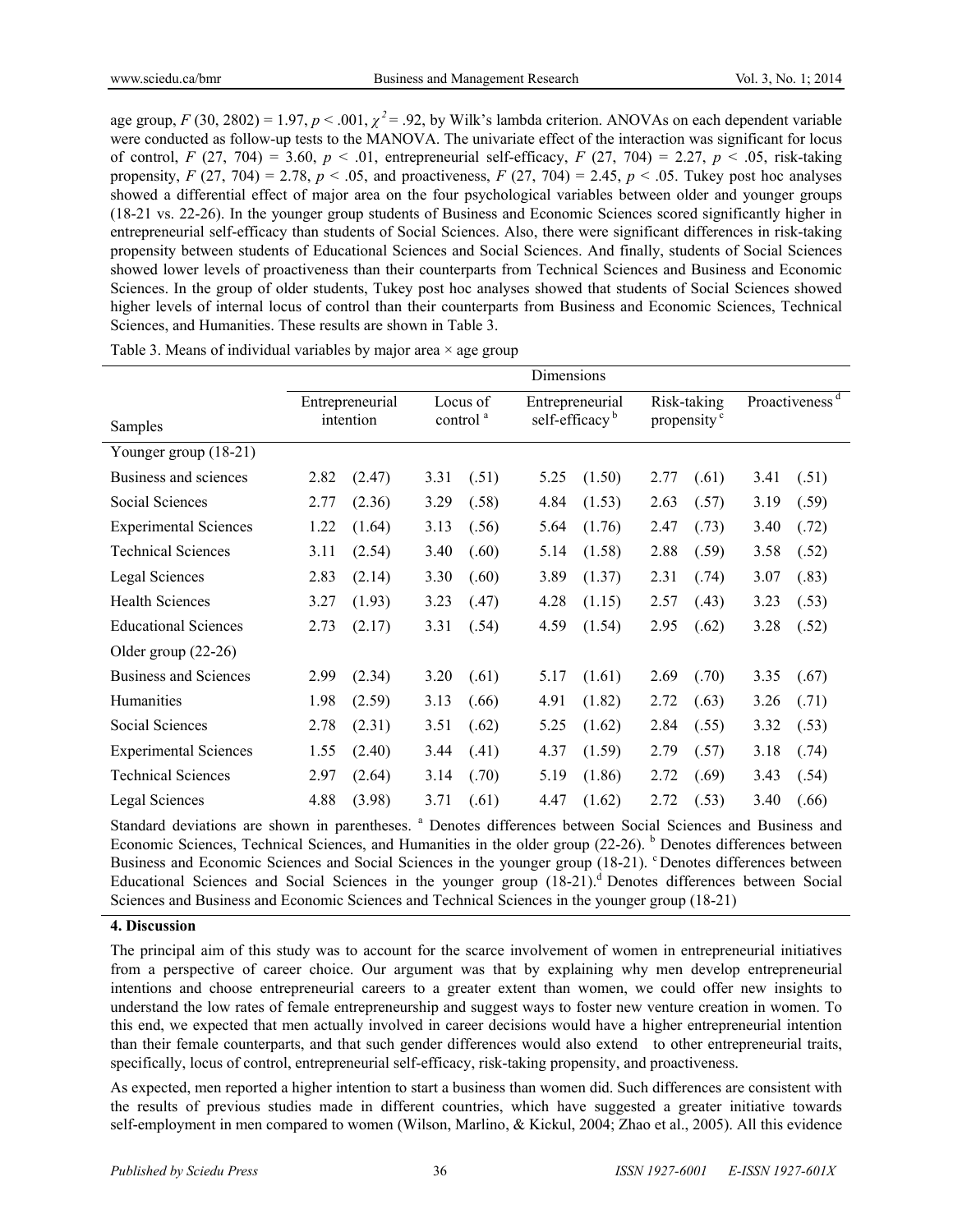age group, $F$ (30, 2802) = 1.97, $p < .001$, $\chi^2 = .92$, by Wilk's lambda criterion. ANOVAs on each dependent variable were conducted as follow-up tests to the MANOVA. The univariate effect of the interaction was significant for locus of control, $F$ (27, 704) = 3.60, $p < .01$, entrepreneurial self-efficacy, $F$ (27, 704) = 2.27, $p < .05$, risk-taking propensity, $F$ (27, 704) = 2.78, $p < .05$, and proactiveness, $F$ (27, 704) = 2.45, $p < .05$. Tukey post hoc analyses showed a differential effect of major area on the four psychological variables between older and younger groups (18-21 vs. 22-26). In the younger group students of Business and Economic Sciences scored significantly higher in entrepreneurial self-efficacy than students of Social Sciences. Also, there were significant differences in risk-taking propensity between students of Educational Sciences and Social Sciences. And finally, students of Social Sciences showed lower levels of proactiveness than their counterparts from Technical Sciences and Business and Economic Sciences. In the group of older students, Tukey post hoc analyses showed that students of Social Sciences showed higher levels of internal locus of control than their counterparts from Business and Economic Sciences, Technical Sciences, and Humanities. These results are shown in Table 3.

Table 3. Means of individual variables by major area × age group

| Samples | Dimensions | | | | | | | | | |
|---|---|---|---|---|---|---|---|---|---|---|
| | Entrepreneurial intention | | Locus of control [a] | | Entrepreneurial self-efficacy [b] | | Risk-taking propensity [c] | | Proactiveness [d] | |
| Younger group (18-21) | | | | | | | | | | |
| Business and sciences | 2.82 | (2.47) | 3.31 | (.51) | 5.25 | (1.50) | 2.77 | (.61) | 3.41 | (.51) |
| Social Sciences | 2.77 | (2.36) | 3.29 | (.58) | 4.84 | (1.53) | 2.63 | (.57) | 3.19 | (.59) |
| Experimental Sciences | 1.22 | (1.64) | 3.13 | (.56) | 5.64 | (1.76) | 2.47 | (.73) | 3.40 | (.72) |
| Technical Sciences | 3.11 | (2.54) | 3.40 | (.60) | 5.14 | (1.58) | 2.88 | (.59) | 3.58 | (.52) |
| Legal Sciences | 2.83 | (2.14) | 3.30 | (.60) | 3.89 | (1.37) | 2.31 | (.74) | 3.07 | (.83) |
| Health Sciences | 3.27 | (1.93) | 3.23 | (.47) | 4.28 | (1.15) | 2.57 | (.43) | 3.23 | (.53) |
| Educational Sciences | 2.73 | (2.17) | 3.31 | (.54) | 4.59 | (1.54) | 2.95 | (.62) | 3.28 | (.52) |
| Older group (22-26) | | | | | | | | | | |
| Business and Sciences | 2.99 | (2.34) | 3.20 | (.61) | 5.17 | (1.61) | 2.69 | (.70) | 3.35 | (.67) |
| Humanities | 1.98 | (2.59) | 3.13 | (.66) | 4.91 | (1.82) | 2.72 | (.63) | 3.26 | (.71) |
| Social Sciences | 2.78 | (2.31) | 3.51 | (.62) | 5.25 | (1.62) | 2.84 | (.55) | 3.32 | (.53) |
| Experimental Sciences | 1.55 | (2.40) | 3.44 | (.41) | 4.37 | (1.59) | 2.79 | (.57) | 3.18 | (.74) |
| Technical Sciences | 2.97 | (2.64) | 3.14 | (.70) | 5.19 | (1.86) | 2.72 | (.69) | 3.43 | (.54) |
| Legal Sciences | 4.88 | (3.98) | 3.71 | (.61) | 4.47 | (1.62) | 2.72 | (.53) | 3.40 | (.66) |

Standard deviations are shown in parentheses. [a] Denotes differences between Social Sciences and Business and Economic Sciences, Technical Sciences, and Humanities in the older group (22-26). [b] Denotes differences between Business and Economic Sciences and Social Sciences in the younger group (18-21). [c] Denotes differences between Educational Sciences and Social Sciences in the younger group (18-21). [d] Denotes differences between Social Sciences and Business and Economic Sciences and Technical Sciences in the younger group (18-21)

## 4. Discussion

The principal aim of this study was to account for the scarce involvement of women in entrepreneurial initiatives from a perspective of career choice. Our argument was that by explaining why men develop entrepreneurial intentions and choose entrepreneurial careers to a greater extent than women, we could offer new insights to understand the low rates of female entrepreneurship and suggest ways to foster new venture creation in women. To this end, we expected that men actually involved in career decisions would have a higher entrepreneurial intention than their female counterparts, and that such gender differences would also extend to other entrepreneurial traits, specifically, locus of control, entrepreneurial self-efficacy, risk-taking propensity, and proactiveness.

As expected, men reported a higher intention to start a business than women did. Such differences are consistent with the results of previous studies made in different countries, which have suggested a greater initiative towards self-employment in men compared to women (Wilson, Marlino, & Kickul, 2004; Zhao et al., 2005). All this evidence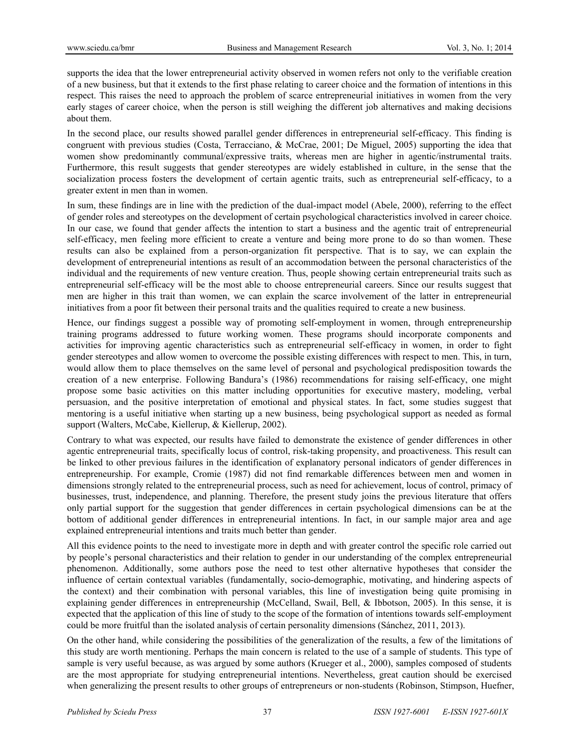supports the idea that the lower entrepreneurial activity observed in women refers not only to the verifiable creation of a new business, but that it extends to the first phase relating to career choice and the formation of intentions in this respect. This raises the need to approach the problem of scarce entrepreneurial initiatives in women from the very early stages of career choice, when the person is still weighing the different job alternatives and making decisions about them.

In the second place, our results showed parallel gender differences in entrepreneurial self-efficacy. This finding is congruent with previous studies (Costa, Terracciano, & McCrae, 2001; De Miguel, 2005) supporting the idea that women show predominantly communal/expressive traits, whereas men are higher in agentic/instrumental traits. Furthermore, this result suggests that gender stereotypes are widely established in culture, in the sense that the socialization process fosters the development of certain agentic traits, such as entrepreneurial self-efficacy, to a greater extent in men than in women.

In sum, these findings are in line with the prediction of the dual-impact model (Abele, 2000), referring to the effect of gender roles and stereotypes on the development of certain psychological characteristics involved in career choice. In our case, we found that gender affects the intention to start a business and the agentic trait of entrepreneurial self-efficacy, men feeling more efficient to create a venture and being more prone to do so than women. These results can also be explained from a person-organization fit perspective. That is to say, we can explain the development of entrepreneurial intentions as result of an accommodation between the personal characteristics of the individual and the requirements of new venture creation. Thus, people showing certain entrepreneurial traits such as entrepreneurial self-efficacy will be the most able to choose entrepreneurial careers. Since our results suggest that men are higher in this trait than women, we can explain the scarce involvement of the latter in entrepreneurial initiatives from a poor fit between their personal traits and the qualities required to create a new business.

Hence, our findings suggest a possible way of promoting self-employment in women, through entrepreneurship training programs addressed to future working women. These programs should incorporate components and activities for improving agentic characteristics such as entrepreneurial self-efficacy in women, in order to fight gender stereotypes and allow women to overcome the possible existing differences with respect to men. This, in turn, would allow them to place themselves on the same level of personal and psychological predisposition towards the creation of a new enterprise. Following Bandura's (1986) recommendations for raising self-efficacy, one might propose some basic activities on this matter including opportunities for executive mastery, modeling, verbal persuasion, and the positive interpretation of emotional and physical states. In fact, some studies suggest that mentoring is a useful initiative when starting up a new business, being psychological support as needed as formal support (Walters, McCabe, Kiellerup, & Kiellerup, 2002).

Contrary to what was expected, our results have failed to demonstrate the existence of gender differences in other agentic entrepreneurial traits, specifically locus of control, risk-taking propensity, and proactiveness. This result can be linked to other previous failures in the identification of explanatory personal indicators of gender differences in entrepreneurship. For example, Cromie (1987) did not find remarkable differences between men and women in dimensions strongly related to the entrepreneurial process, such as need for achievement, locus of control, primacy of businesses, trust, independence, and planning. Therefore, the present study joins the previous literature that offers only partial support for the suggestion that gender differences in certain psychological dimensions can be at the bottom of additional gender differences in entrepreneurial intentions. In fact, in our sample major area and age explained entrepreneurial intentions and traits much better than gender.

All this evidence points to the need to investigate more in depth and with greater control the specific role carried out by people's personal characteristics and their relation to gender in our understanding of the complex entrepreneurial phenomenon. Additionally, some authors pose the need to test other alternative hypotheses that consider the influence of certain contextual variables (fundamentally, socio-demographic, motivating, and hindering aspects of the context) and their combination with personal variables, this line of investigation being quite promising in explaining gender differences in entrepreneurship (McCelland, Swail, Bell, & Ibbotson, 2005). In this sense, it is expected that the application of this line of study to the scope of the formation of intentions towards self-employment could be more fruitful than the isolated analysis of certain personality dimensions (Sánchez, 2011, 2013).

On the other hand, while considering the possibilities of the generalization of the results, a few of the limitations of this study are worth mentioning. Perhaps the main concern is related to the use of a sample of students. This type of sample is very useful because, as was argued by some authors (Krueger et al., 2000), samples composed of students are the most appropriate for studying entrepreneurial intentions. Nevertheless, great caution should be exercised when generalizing the present results to other groups of entrepreneurs or non-students (Robinson, Stimpson, Huefner,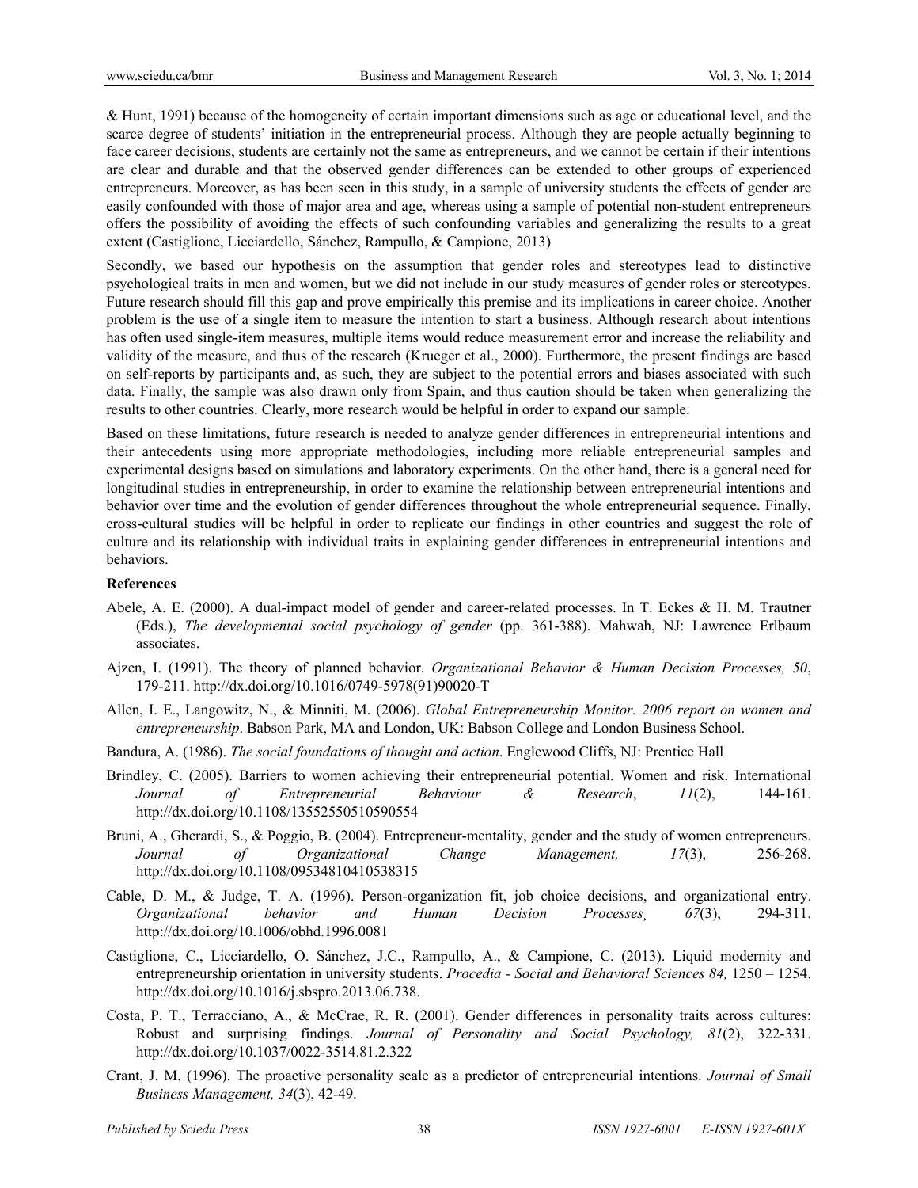& Hunt, 1991) because of the homogeneity of certain important dimensions such as age or educational level, and the scarce degree of students' initiation in the entrepreneurial process. Although they are people actually beginning to face career decisions, students are certainly not the same as entrepreneurs, and we cannot be certain if their intentions are clear and durable and that the observed gender differences can be extended to other groups of experienced entrepreneurs. Moreover, as has been seen in this study, in a sample of university students the effects of gender are easily confounded with those of major area and age, whereas using a sample of potential non-student entrepreneurs offers the possibility of avoiding the effects of such confounding variables and generalizing the results to a great extent (Castiglione, Licciardello, Sánchez, Rampullo, & Campione, 2013)

Secondly, we based our hypothesis on the assumption that gender roles and stereotypes lead to distinctive psychological traits in men and women, but we did not include in our study measures of gender roles or stereotypes. Future research should fill this gap and prove empirically this premise and its implications in career choice. Another problem is the use of a single item to measure the intention to start a business. Although research about intentions has often used single-item measures, multiple items would reduce measurement error and increase the reliability and validity of the measure, and thus of the research (Krueger et al., 2000). Furthermore, the present findings are based on self-reports by participants and, as such, they are subject to the potential errors and biases associated with such data. Finally, the sample was also drawn only from Spain, and thus caution should be taken when generalizing the results to other countries. Clearly, more research would be helpful in order to expand our sample.

Based on these limitations, future research is needed to analyze gender differences in entrepreneurial intentions and their antecedents using more appropriate methodologies, including more reliable entrepreneurial samples and experimental designs based on simulations and laboratory experiments. On the other hand, there is a general need for longitudinal studies in entrepreneurship, in order to examine the relationship between entrepreneurial intentions and behavior over time and the evolution of gender differences throughout the whole entrepreneurial sequence. Finally, cross-cultural studies will be helpful in order to replicate our findings in other countries and suggest the role of culture and its relationship with individual traits in explaining gender differences in entrepreneurial intentions and behaviors.

**References**

Abele, A. E. (2000). A dual-impact model of gender and career-related processes. In T. Eckes & H. M. Trautner (Eds.), *The developmental social psychology of gender* (pp. 361-388). Mahwah, NJ: Lawrence Erlbaum associates.

Ajzen, I. (1991). The theory of planned behavior. *Organizational Behavior & Human Decision Processes, 50*, 179-211. http://dx.doi.org/10.1016/0749-5978(91)90020-T

Allen, I. E., Langowitz, N., & Minniti, M. (2006). *Global Entrepreneurship Monitor. 2006 report on women and entrepreneurship*. Babson Park, MA and London, UK: Babson College and London Business School.

Bandura, A. (1986). *The social foundations of thought and action*. Englewood Cliffs, NJ: Prentice Hall

Brindley, C. (2005). Barriers to women achieving their entrepreneurial potential. Women and risk. International *Journal of Entrepreneurial Behaviour & Research*, *11*(2), 144-161. http://dx.doi.org/10.1108/13552550510590554

Bruni, A., Gherardi, S., & Poggio, B. (2004). Entrepreneur-mentality, gender and the study of women entrepreneurs. *Journal of Organizational Change Management, 17*(3), 256-268. http://dx.doi.org/10.1108/09534810410538315

Cable, D. M., & Judge, T. A. (1996). Person-organization fit, job choice decisions, and organizational entry. *Organizational behavior and Human Decision Processes¸ 67*(3), 294-311. http://dx.doi.org/10.1006/obhd.1996.0081

Castiglione, C., Licciardello, O. Sánchez, J.C., Rampullo, A., & Campione, C. (2013). Liquid modernity and entrepreneurship orientation in university students. *Procedia - Social and Behavioral Sciences 84,* 1250 – 1254. http://dx.doi.org/10.1016/j.sbspro.2013.06.738.

Costa, P. T., Terracciano, A., & McCrae, R. R. (2001). Gender differences in personality traits across cultures: Robust and surprising findings. *Journal of Personality and Social Psychology, 81*(2), 322-331. http://dx.doi.org/10.1037/0022-3514.81.2.322

Crant, J. M. (1996). The proactive personality scale as a predictor of entrepreneurial intentions. *Journal of Small Business Management, 34*(3), 42-49.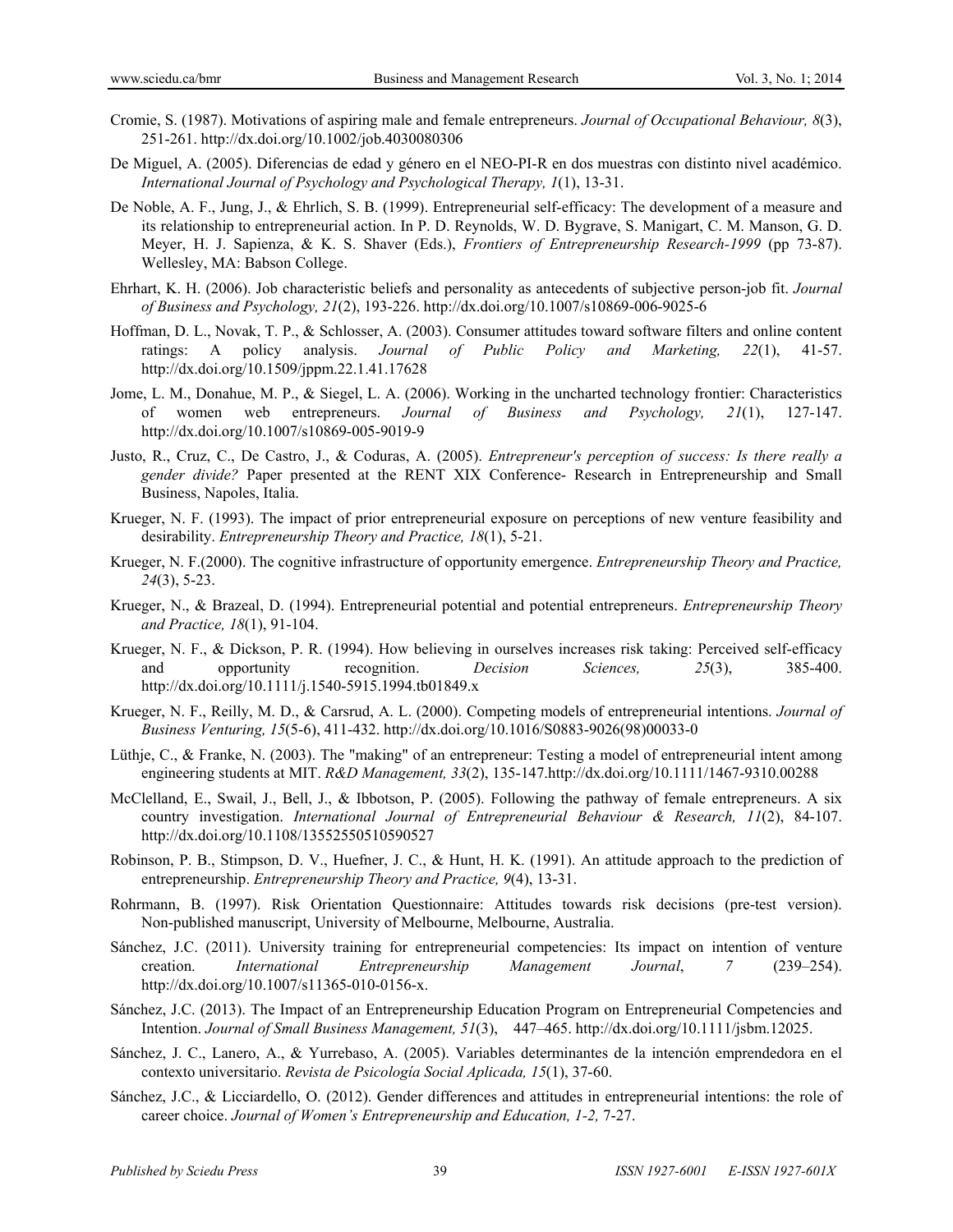Cromie, S. (1987). Motivations of aspiring male and female entrepreneurs. *Journal of Occupational Behaviour, 8*(3), 251-261. http://dx.doi.org/10.1002/job.4030080306

De Miguel, A. (2005). Diferencias de edad y género en el NEO-PI-R en dos muestras con distinto nivel académico. *International Journal of Psychology and Psychological Therapy, 1*(1), 13-31.

De Noble, A. F., Jung, J., & Ehrlich, S. B. (1999). Entrepreneurial self-efficacy: The development of a measure and its relationship to entrepreneurial action. In P. D. Reynolds, W. D. Bygrave, S. Manigart, C. M. Manson, G. D. Meyer, H. J. Sapienza, & K. S. Shaver (Eds.), *Frontiers of Entrepreneurship Research-1999* (pp 73-87). Wellesley, MA: Babson College.

Ehrhart, K. H. (2006). Job characteristic beliefs and personality as antecedents of subjective person-job fit. *Journal of Business and Psychology, 21*(2), 193-226. http://dx.doi.org/10.1007/s10869-006-9025-6

Hoffman, D. L., Novak, T. P., & Schlosser, A. (2003). Consumer attitudes toward software filters and online content ratings: A policy analysis. *Journal of Public Policy and Marketing, 22*(1), 41-57. http://dx.doi.org/10.1509/jppm.22.1.41.17628

Jome, L. M., Donahue, M. P., & Siegel, L. A. (2006). Working in the uncharted technology frontier: Characteristics of women web entrepreneurs. *Journal of Business and Psychology, 21*(1), 127-147. http://dx.doi.org/10.1007/s10869-005-9019-9

Justo, R., Cruz, C., De Castro, J., & Coduras, A. (2005). *Entrepreneur's perception of success: Is there really a gender divide?* Paper presented at the RENT XIX Conference- Research in Entrepreneurship and Small Business, Napoles, Italia.

Krueger, N. F. (1993). The impact of prior entrepreneurial exposure on perceptions of new venture feasibility and desirability. *Entrepreneurship Theory and Practice, 18*(1), 5-21.

Krueger, N. F.(2000). The cognitive infrastructure of opportunity emergence. *Entrepreneurship Theory and Practice, 24*(3), 5-23.

Krueger, N., & Brazeal, D. (1994). Entrepreneurial potential and potential entrepreneurs. *Entrepreneurship Theory and Practice, 18*(1), 91-104.

Krueger, N. F., & Dickson, P. R. (1994). How believing in ourselves increases risk taking: Perceived self-efficacy and opportunity recognition. *Decision Sciences, 25*(3), 385-400. http://dx.doi.org/10.1111/j.1540-5915.1994.tb01849.x

Krueger, N. F., Reilly, M. D., & Carsrud, A. L. (2000). Competing models of entrepreneurial intentions. *Journal of Business Venturing, 15*(5-6), 411-432. http://dx.doi.org/10.1016/S0883-9026(98)00033-0

Lüthje, C., & Franke, N. (2003). The "making" of an entrepreneur: Testing a model of entrepreneurial intent among engineering students at MIT. *R&D Management, 33*(2), 135-147.http://dx.doi.org/10.1111/1467-9310.00288

McClelland, E., Swail, J., Bell, J., & Ibbotson, P. (2005). Following the pathway of female entrepreneurs. A six country investigation. *International Journal of Entrepreneurial Behaviour & Research, 11*(2), 84-107. http://dx.doi.org/10.1108/13552550510590527

Robinson, P. B., Stimpson, D. V., Huefner, J. C., & Hunt, H. K. (1991). An attitude approach to the prediction of entrepreneurship. *Entrepreneurship Theory and Practice, 9*(4), 13-31.

Rohrmann, B. (1997). Risk Orientation Questionnaire: Attitudes towards risk decisions (pre-test version). Non-published manuscript, University of Melbourne, Melbourne, Australia.

Sánchez, J.C. (2011). University training for entrepreneurial competencies: Its impact on intention of venture creation. *International Entrepreneurship Management Journal*, *7* (239–254). http://dx.doi.org/10.1007/s11365-010-0156-x.

Sánchez, J.C. (2013). The Impact of an Entrepreneurship Education Program on Entrepreneurial Competencies and Intention. *Journal of Small Business Management, 51*(3), 447–465. http://dx.doi.org/10.1111/jsbm.12025.

Sánchez, J. C., Lanero, A., & Yurrebaso, A. (2005). Variables determinantes de la intención emprendedora en el contexto universitario. *Revista de Psicología Social Aplicada, 15*(1), 37-60.

Sánchez, J.C., & Licciardello, O. (2012). Gender differences and attitudes in entrepreneurial intentions: the role of career choice. *Journal of Women's Entrepreneurship and Education, 1-2,* 7-27.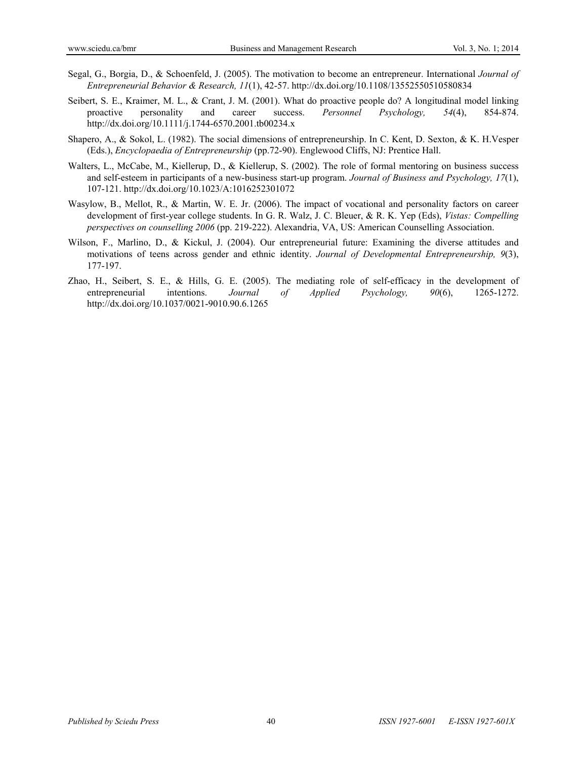Segal, G., Borgia, D., & Schoenfeld, J. (2005). The motivation to become an entrepreneur. International *Journal of Entrepreneurial Behavior & Research, 11*(1), 42-57. http://dx.doi.org/10.1108/13552550510580834

Seibert, S. E., Kraimer, M. L., & Crant, J. M. (2001). What do proactive people do? A longitudinal model linking proactive personality and career success. *Personnel Psychology, 54*(4), 854-874. http://dx.doi.org/10.1111/j.1744-6570.2001.tb00234.x

Shapero, A., & Sokol, L. (1982). The social dimensions of entrepreneurship. In C. Kent, D. Sexton, & K. H.Vesper (Eds.), *Encyclopaedia of Entrepreneurship* (pp.72-90). Englewood Cliffs, NJ: Prentice Hall.

Walters, L., McCabe, M., Kiellerup, D., & Kiellerup, S. (2002). The role of formal mentoring on business success and self-esteem in participants of a new-business start-up program. *Journal of Business and Psychology, 17*(1), 107-121. http://dx.doi.org/10.1023/A:1016252301072

Wasylow, B., Mellot, R., & Martin, W. E. Jr. (2006). The impact of vocational and personality factors on career development of first-year college students. In G. R. Walz, J. C. Bleuer, & R. K. Yep (Eds), *Vistas: Compelling perspectives on counselling 2006* (pp. 219-222). Alexandria, VA, US: American Counselling Association.

Wilson, F., Marlino, D., & Kickul, J. (2004). Our entrepreneurial future: Examining the diverse attitudes and motivations of teens across gender and ethnic identity. *Journal of Developmental Entrepreneurship, 9*(3), 177-197.

Zhao, H., Seibert, S. E., & Hills, G. E. (2005). The mediating role of self-efficacy in the development of entrepreneurial intentions. *Journal of Applied Psychology, 90*(6), 1265-1272. http://dx.doi.org/10.1037/0021-9010.90.6.1265